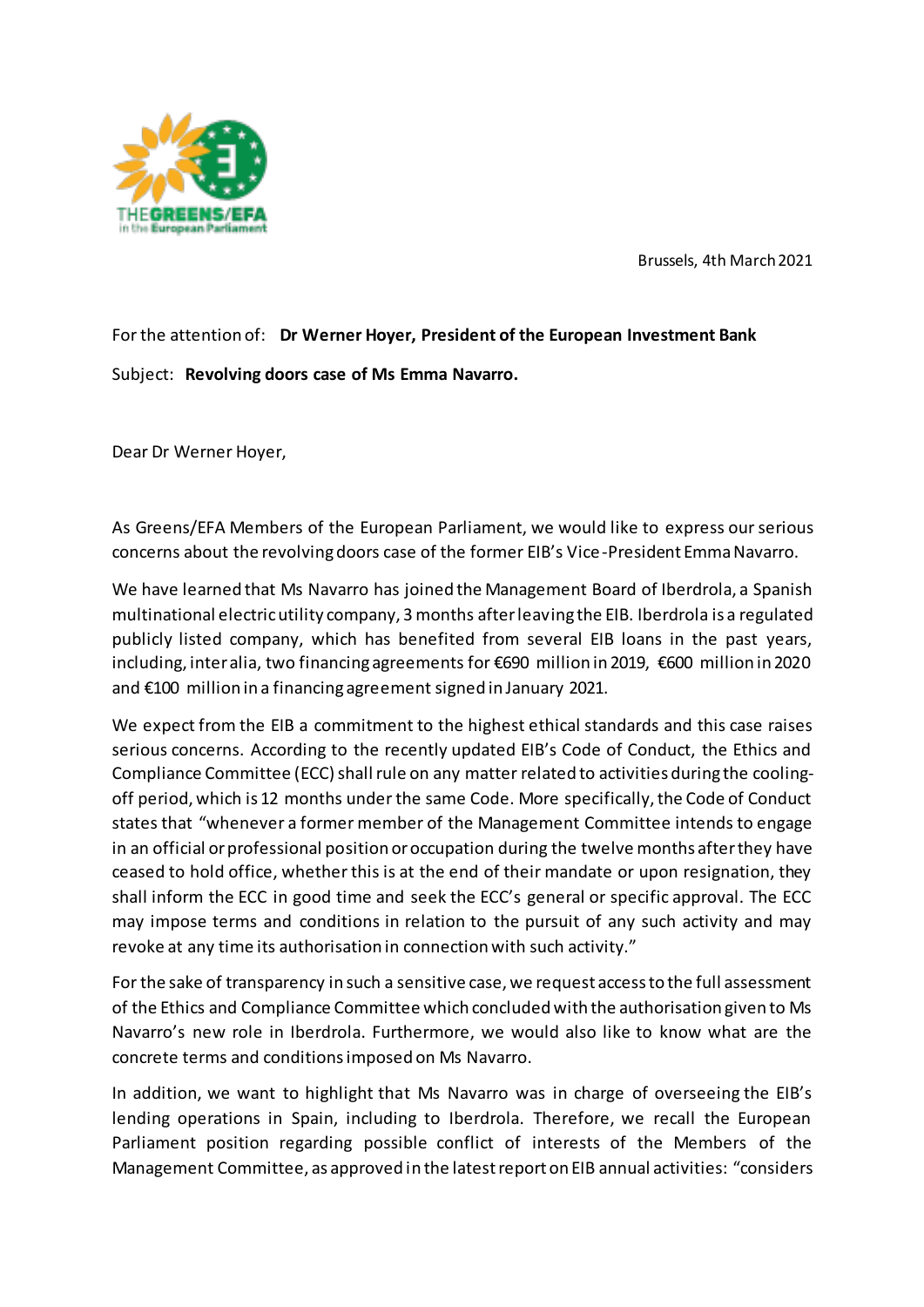THEGREENS/EFA in the European Parliament

Brussels, 4th March 2021

For the attention of: **Dr Werner Hoyer, President of the European Investment Bank**

Subject: **Revolving doors case of Ms Emma Navarro.**

Dear Dr Werner Hoyer,

As Greens/EFA Members of the European Parliament, we would like to express our serious concerns about the revolving doors case of the former EIB's Vice-President Emma Navarro.

We have learned that Ms Navarro has joined the Management Board of Iberdrola, a Spanish multinational electric utility company, 3 months after leaving the EIB. Iberdrola is a regulated publicly listed company, which has benefited from several EIB loans in the past years, including, inter alia, two financing agreements for €690 million in 2019, €600 million in 2020 and €100 million in a financing agreement signed in January 2021.

We expect from the EIB a commitment to the highest ethical standards and this case raises serious concerns. According to the recently updated EIB's Code of Conduct, the Ethics and Compliance Committee (ECC) shall rule on any matter related to activities during the cooling-off period, which is 12 months under the same Code. More specifically, the Code of Conduct states that "whenever a former member of the Management Committee intends to engage in an official or professional position or occupation during the twelve months after they have ceased to hold office, whether this is at the end of their mandate or upon resignation, they shall inform the ECC in good time and seek the ECC's general or specific approval. The ECC may impose terms and conditions in relation to the pursuit of any such activity and may revoke at any time its authorisation in connection with such activity."

For the sake of transparency in such a sensitive case, we request access to the full assessment of the Ethics and Compliance Committee which concluded with the authorisation given to Ms Navarro's new role in Iberdrola. Furthermore, we would also like to know what are the concrete terms and conditions imposed on Ms Navarro.

In addition, we want to highlight that Ms Navarro was in charge of overseeing the EIB's lending operations in Spain, including to Iberdrola. Therefore, we recall the European Parliament position regarding possible conflict of interests of the Members of the Management Committee, as approved in the latest report on EIB annual activities: "considers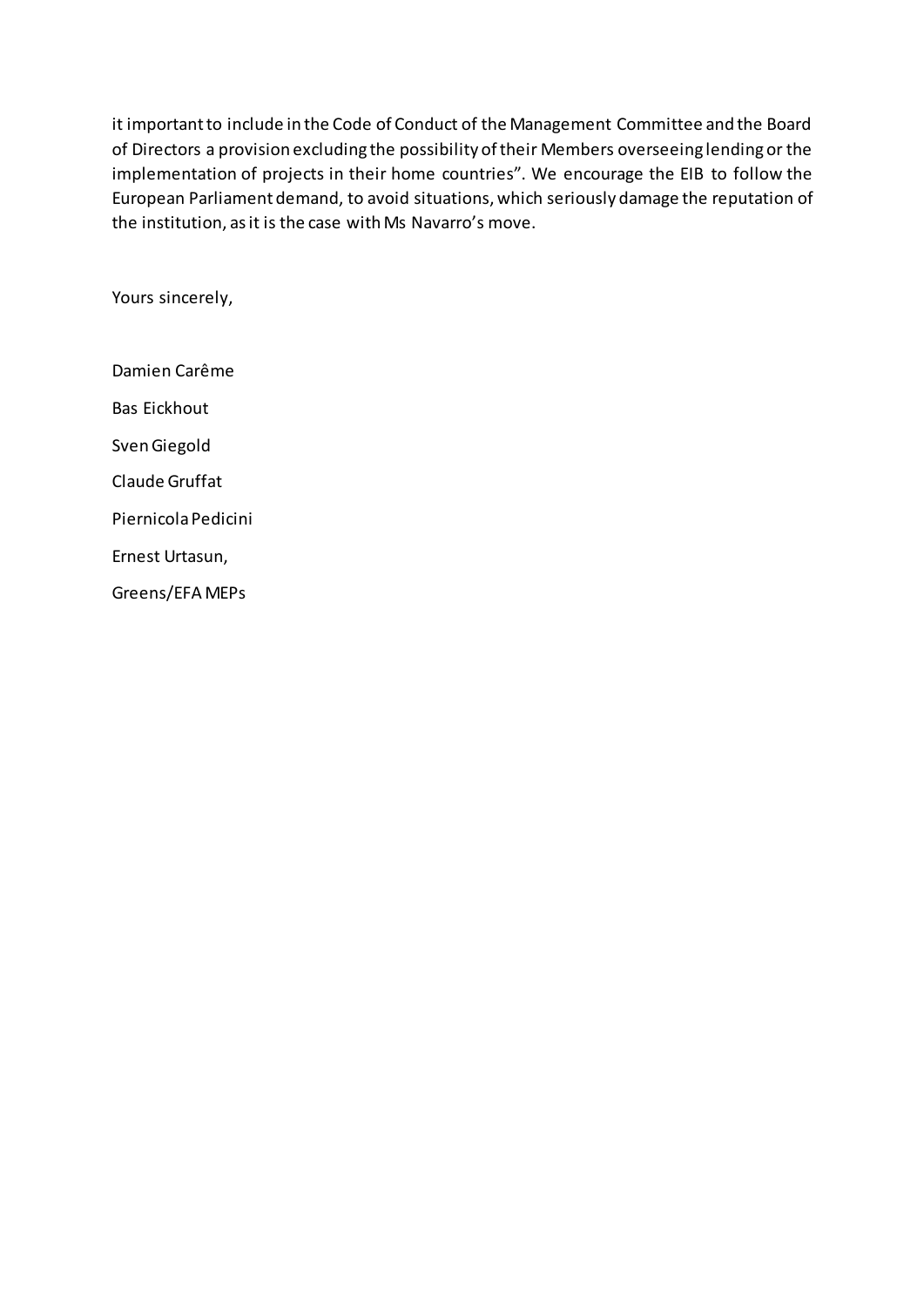it important to include in the Code of Conduct of the Management Committee and the Board of Directors a provision excluding the possibility of their Members overseeing lending or the implementation of projects in their home countries". We encourage the EIB to follow the European Parliament demand, to avoid situations, which seriously damage the reputation of the institution, as it is the case with Ms Navarro's move.

Yours sincerely,

Damien Carême

Bas Eickhout

Sven Giegold

Claude Gruffat

Piernicola Pedicini

Ernest Urtasun,

Greens/EFA MEPs